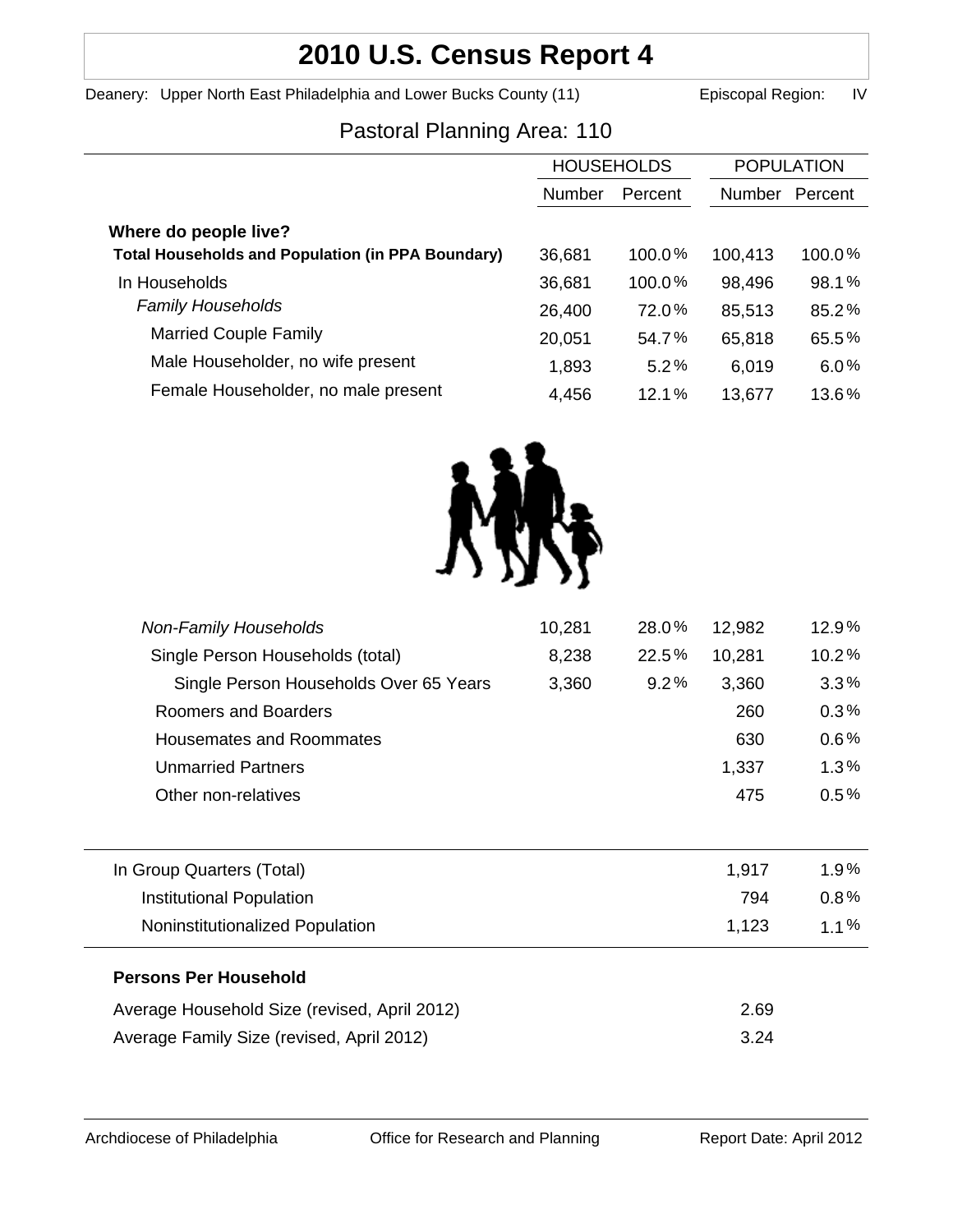// 2010 U.S. Census Report 4

Deanery: Upper North East Philadelphia and Lower Bucks County (11) Episcopal Region: IV

## Pastoral Planning Area: 110

| | HOUSEHOLDS | | POPULATION | |
|---|---|---|---|---|
| | Number | Percent | Number | Percent |
| **Where do people live?** | | | | |
| **Total Households and Population (in PPA Boundary)** | 36,681 | 100.0% | 100,413 | 100.0% |
| In Households | 36,681 | 100.0% | 98,496 | 98.1% |
| *Family Households* | 26,400 | 72.0% | 85,513 | 85.2% |
| Married Couple Family | 20,051 | 54.7% | 65,818 | 65.5% |
| Male Householder, no wife present | 1,893 | 5.2% | 6,019 | 6.0% |
| Female Householder, no male present | 4,456 | 12.1% | 13,677 | 13.6% |
| *Non-Family Households* | 10,281 | 28.0% | 12,982 | 12.9% |
| Single Person Households (total) | 8,238 | 22.5% | 10,281 | 10.2% |
| Single Person Households Over 65 Years | 3,360 | 9.2% | 3,360 | 3.3% |
| Roomers and Boarders | | | 260 | 0.3% |
| Housemates and Roommates | | | 630 | 0.6% |
| Unmarried Partners | | | 1,337 | 1.3% |
| Other non-relatives | | | 475 | 0.5% |
| In Group Quarters (Total) | | | 1,917 | 1.9% |
| Institutional Population | | | 794 | 0.8% |
| Noninstitutionalized Population | | | 1,123 | 1.1% |

**Persons Per Household**

| | |
|---|---|
| Average Household Size (revised, April 2012) | 2.69 |
| Average Family Size (revised, April 2012) | 3.24 |

Archdiocese of Philadelphia Office for Research and Planning Report Date: April 2012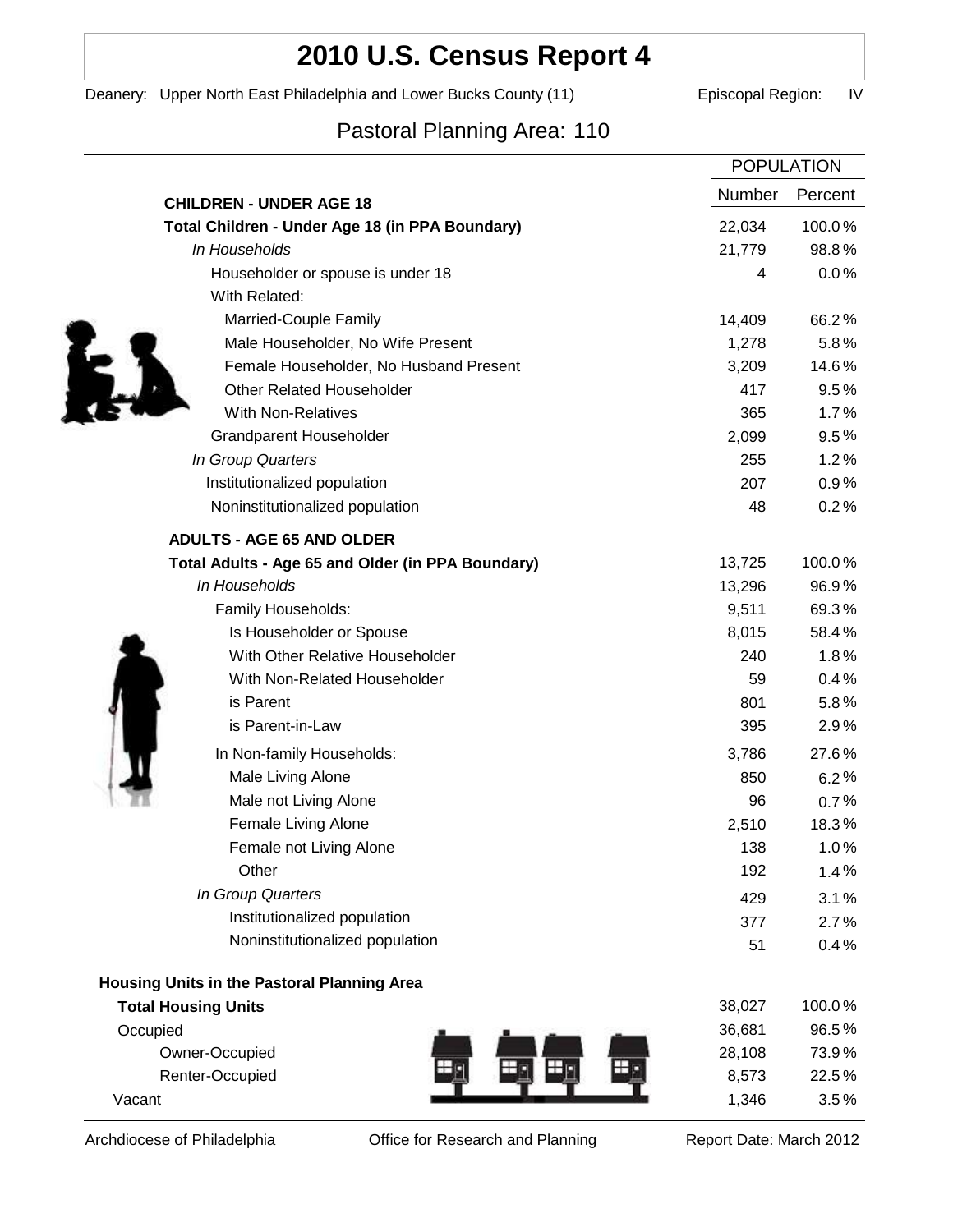# 2010 U.S. Census Report 4

Deanery: Upper North East Philadelphia and Lower Bucks County (11) Episcopal Region: IV

## Pastoral Planning Area: 110

| | POPULATION | |
|---|---|---|
| **CHILDREN - UNDER AGE 18** | Number | Percent |
| **Total Children - Under Age 18 (in PPA Boundary)** | 22,034 | 100.0% |
| *In Households* | 21,779 | 98.8% |
| Householder or spouse is under 18 | 4 | 0.0% |
| With Related: | | |
| Married-Couple Family | 14,409 | 66.2% |
| Male Householder, No Wife Present | 1,278 | 5.8% |
| Female Householder, No Husband Present | 3,209 | 14.6% |
| Other Related Householder | 417 | 9.5% |
| With Non-Relatives | 365 | 1.7% |
| Grandparent Householder | 2,099 | 9.5% |
| *In Group Quarters* | 255 | 1.2% |
| Institutionalized population | 207 | 0.9% |
| Noninstitutionalized population | 48 | 0.2% |
| **ADULTS - AGE 65 AND OLDER** | | |
| **Total Adults - Age 65 and Older (in PPA Boundary)** | 13,725 | 100.0% |
| *In Households* | 13,296 | 96.9% |
| Family Households: | 9,511 | 69.3% |
| Is Householder or Spouse | 8,015 | 58.4% |
| With Other Relative Householder | 240 | 1.8% |
| With Non-Related Householder | 59 | 0.4% |
| is Parent | 801 | 5.8% |
| is Parent-in-Law | 395 | 2.9% |
| In Non-family Households: | 3,786 | 27.6% |
| Male Living Alone | 850 | 6.2% |
| Male not Living Alone | 96 | 0.7% |
| Female Living Alone | 2,510 | 18.3% |
| Female not Living Alone | 138 | 1.0% |
| Other | 192 | 1.4% |
| *In Group Quarters* | 429 | 3.1% |
| Institutionalized population | 377 | 2.7% |
| Noninstitutionalized population | 51 | 0.4% |

**Housing Units in the Pastoral Planning Area**

| | Number | Percent |
|---|---|---|
| **Total Housing Units** | 38,027 | 100.0% |
| Occupied | 36,681 | 96.5% |
| Owner-Occupied | 28,108 | 73.9% |
| Renter-Occupied | 8,573 | 22.5% |
| Vacant | 1,346 | 3.5% |

Archdiocese of Philadelphia Office for Research and Planning Report Date: March 2012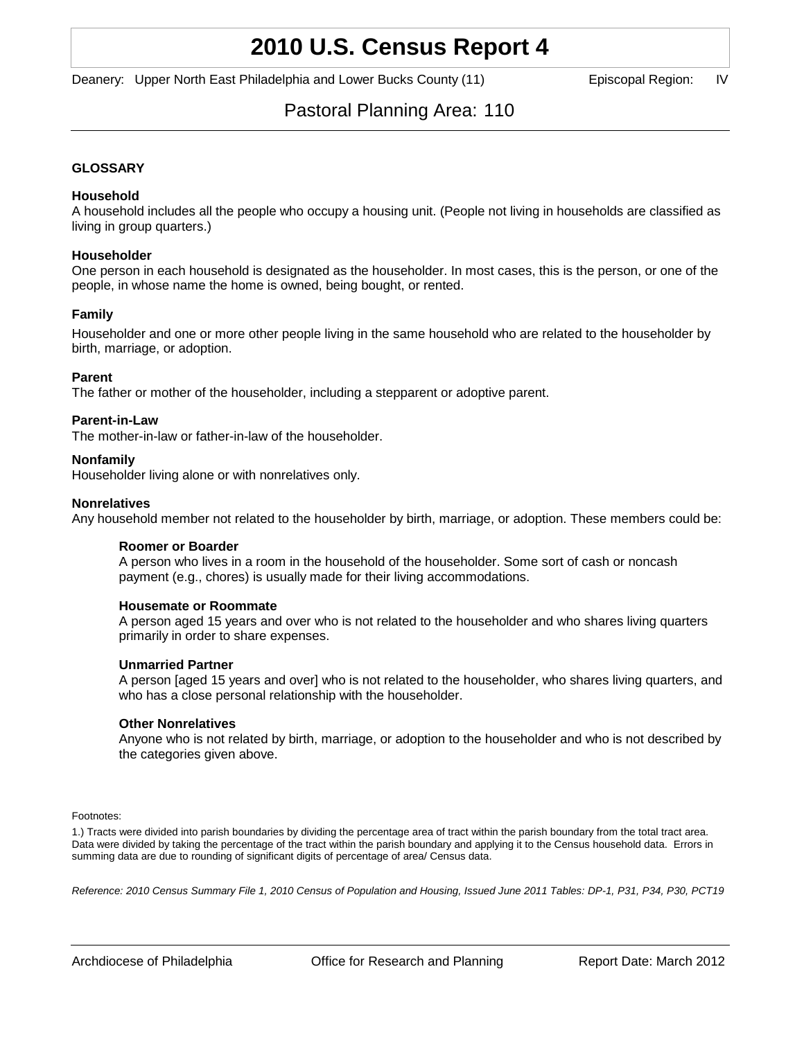# 2010 U.S. Census Report 4

Deanery: Upper North East Philadelphia and Lower Bucks County (11) Episcopal Region: IV

## Pastoral Planning Area: 110

### GLOSSARY

**Household**
A household includes all the people who occupy a housing unit. (People not living in households are classified as living in group quarters.)

**Householder**
One person in each household is designated as the householder. In most cases, this is the person, or one of the people, in whose name the home is owned, being bought, or rented.

**Family**
Householder and one or more other people living in the same household who are related to the householder by birth, marriage, or adoption.

**Parent**
The father or mother of the householder, including a stepparent or adoptive parent.

**Parent-in-Law**
The mother-in-law or father-in-law of the householder.

**Nonfamily**
Householder living alone or with nonrelatives only.

**Nonrelatives**
Any household member not related to the householder by birth, marriage, or adoption. These members could be:

> **Roomer or Boarder**
> A person who lives in a room in the household of the householder. Some sort of cash or noncash payment (e.g., chores) is usually made for their living accommodations.
>
> **Housemate or Roommate**
> A person aged 15 years and over who is not related to the householder and who shares living quarters primarily in order to share expenses.
>
> **Unmarried Partner**
> A person [aged 15 years and over] who is not related to the householder, who shares living quarters, and who has a close personal relationship with the householder.
>
> **Other Nonrelatives**
> Anyone who is not related by birth, marriage, or adoption to the householder and who is not described by the categories given above.

Footnotes:

1.) Tracts were divided into parish boundaries by dividing the percentage area of tract within the parish boundary from the total tract area. Data were divided by taking the percentage of the tract within the parish boundary and applying it to the Census household data. Errors in summing data are due to rounding of significant digits of percentage of area/ Census data.

*Reference: 2010 Census Summary File 1, 2010 Census of Population and Housing, Issued June 2011 Tables: DP-1, P31, P34, P30, PCT19*

Archdiocese of Philadelphia Office for Research and Planning Report Date: March 2012